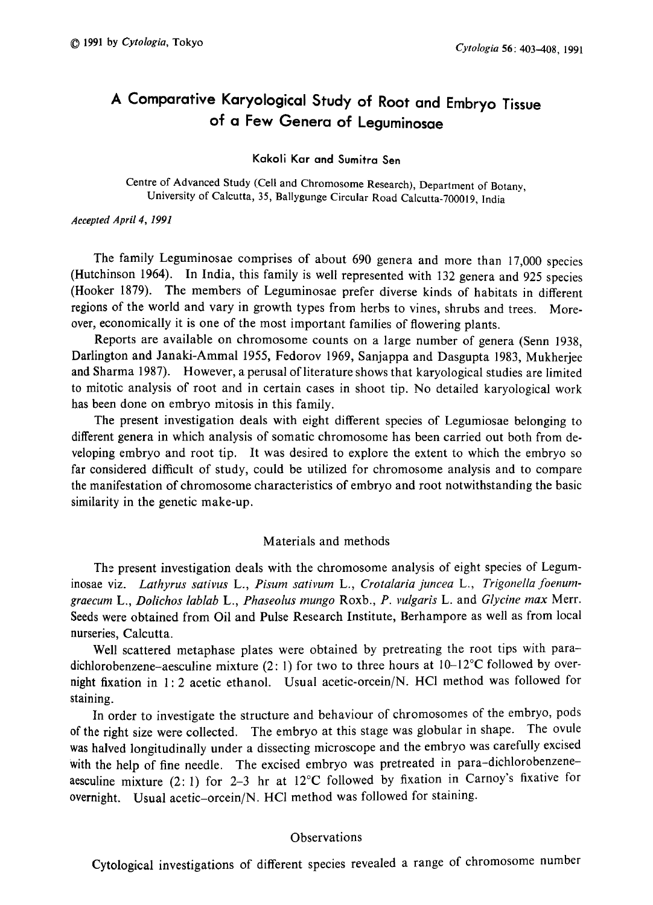# A Comparative Karyological Study of Root and Embryo Tissue of a Few Genera of Leguminosae

Kakoli Kar and Sumitra Sen

Centre of Advanced Study (Cell and Chromosome Research), Department of Botany, University of Calcutta, 35, Ballygunge Circular Road Calcutta-700019, India

*Accepted April 4, 1991*

The family Leguminosae comprises of about 690 genera and more than 17,000 species (Hutchinson 1964). In India, this family is well represented with 132 genera and 925 species (Hooker 1879). The members of Leguminosae prefer diverse kinds of habitats in different regions of the world and vary in growth types from herbs to vines, shrubs and trees. Moreover, economically it is one of the most important families of flowering plants.

Reports are available on chromosome counts on a large number of genera (Senn 1938, Darlington and Janaki-Ammal 1955, Fedorov 1969, Sanjappa and Dasgupta 1983, Mukherjee and Sharma 1987). However, a perusal of literature shows that karyological studies are limited to mitotic analysis of root and in certain cases in shoot tip. No detailed karyological work has been done on embryo mitosis in this family.

The present investigation deals with eight different species of Legumiosae belonging to different genera in which analysis of somatic chromosome has been carried out both from developing embryo and root tip. It was desired to explore the extent to which the embryo so far considered difficult of study, could be utilized for chromosome analysis and to compare the manifestation of chromosome characteristics of embryo and root notwithstanding the basic similarity in the genetic make-up.

## Materials and methods

The present investigation deals with the chromosome analysis of eight species of Leguminosae viz. *Lathyrus sativus* L., *Pisum sativum* L., *Crotalaria juncea* L., *Trigonella foenum-graecum* L., *Dolichos lablab* L., *Phaseolus mungo* Roxb., *P. vulgaris* L. and *Glycine max* Merr. Seeds were obtained from Oil and Pulse Research Institute, Berhampore as well as from local nurseries, Calcutta.

Well scattered metaphase plates were obtained by pretreating the root tips with para-dichlorobenzene-aesculine mixture (2:1) for two to three hours at 10–12°C followed by overnight fixation in 1:2 acetic ethanol. Usual acetic-orcein/N. HCl method was followed for staining.

In order to investigate the structure and behaviour of chromosomes of the embryo, pods of the right size were collected. The embryo at this stage was globular in shape. The ovule was halved longitudinally under a dissecting microscope and the embryo was carefully excised with the help of fine needle. The excised embryo was pretreated in para-dichlorobenzene-aesculine mixture (2:1) for 2–3 hr at 12°C followed by fixation in Carnoy's fixative for overnight. Usual acetic-orcein/N. HCl method was followed for staining.

## Observations

Cytological investigations of different species revealed a range of chromosome number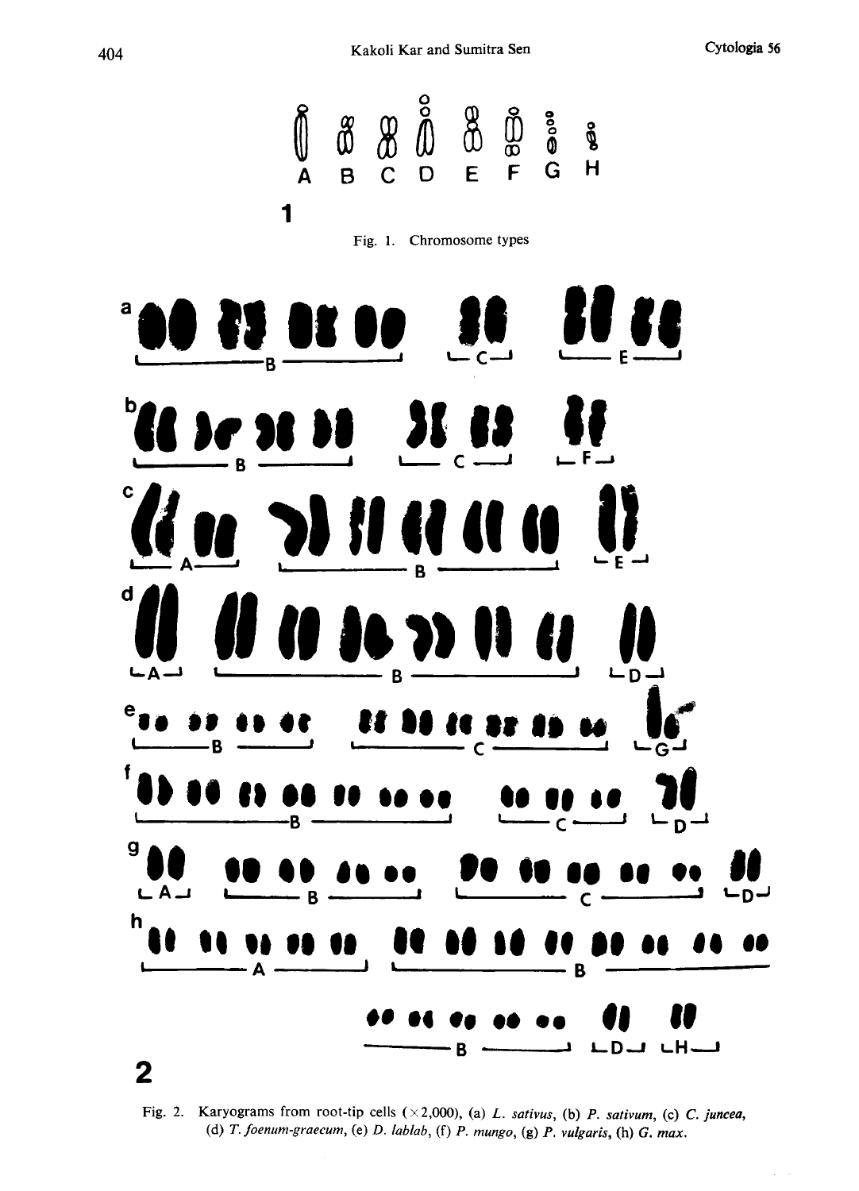A B C D E F G H

1

Fig. 1. Chromosome types

a
B C E

b
B C F

c
A B E

d
A B D

e
B C G

f
B C D

g
A B C D

h
A B

B D H

2

Fig. 2. Karyograms from root-tip cells (×2,000), (a) *L. sativus*, (b) *P. sativum*, (c) *C. juncea*, (d) *T. foenum-graecum*, (e) *D. lablab*, (f) *P. mungo*, (g) *P. vulgaris*, (h) *G. max*.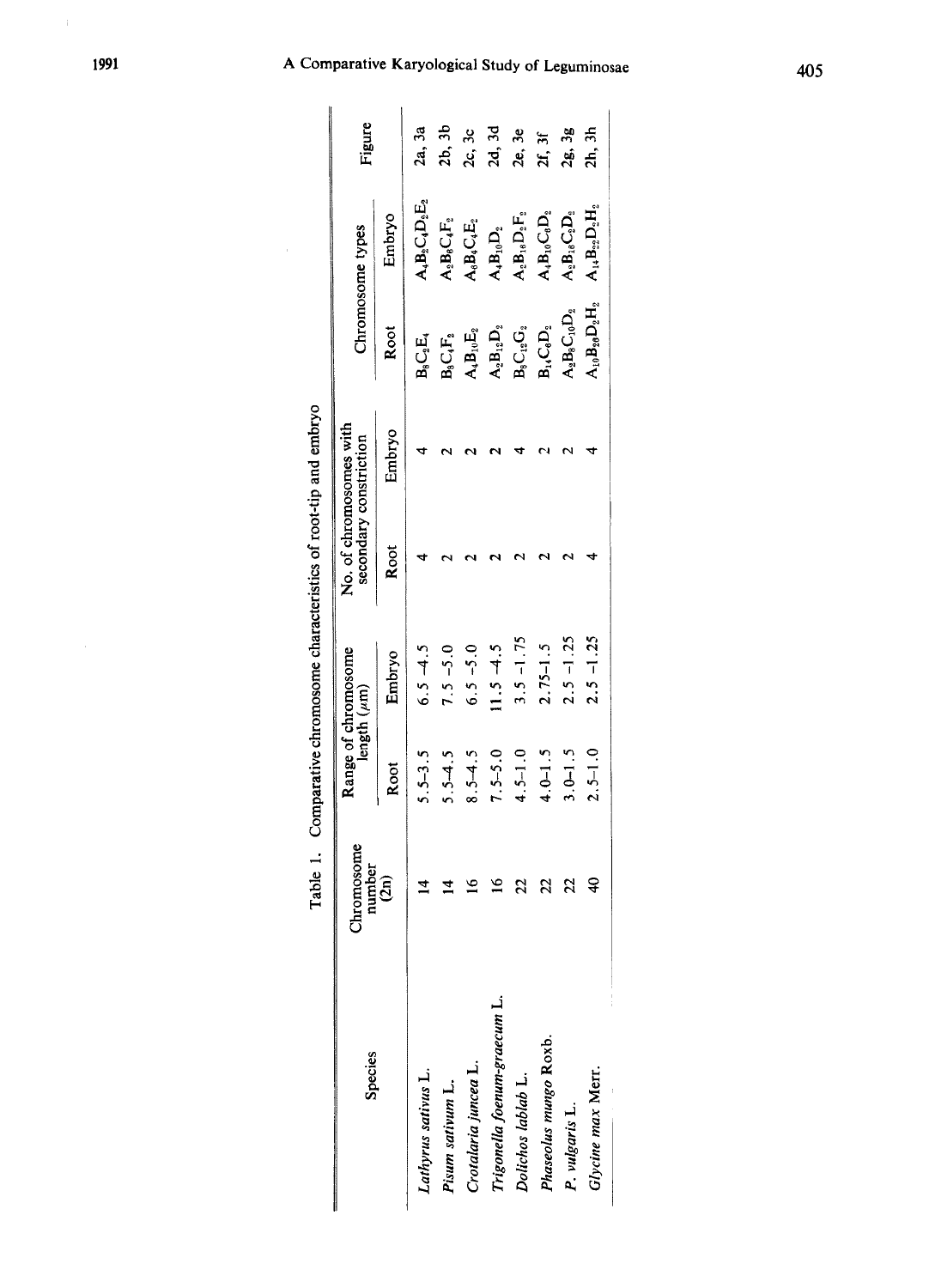Table 1. Comparative chromosome characteristics of root-tip and embryo

| Species | Chromosome number (2n) | Range of chromosome length (μm) | | No. of chromosomes with secondary constriction | | Chromosome types | | Figure |
|---|---|---|---|---|---|---|---|---|
| | | Root | Embryo | Root | Embryo | Root | Embryo | |
| *Lathyrus sativus* L. | 14 | 5.5–3.5 | 6.5 –4.5 | 4 | 4 | $B_8C_2E_4$ | $A_4B_2C_4D_2E_2$ | 2a, 3a |
| *Pisum sativum* L. | 14 | 5.5–4.5 | 7.5 –5.0 | 2 | 2 | $B_8C_4F_2$ | $A_2B_6C_4F_2$ | 2b, 3b |
| *Crotalaria juncea* L. | 16 | 8.5–4.5 | 6.5 –5.0 | 2 | 2 | $A_4B_{10}E_2$ | $A_6B_4C_4E_2$ | 2c, 3c |
| *Trigonella foenum-graecum* L. | 16 | 7.5–5.0 | 11.5 –4.5 | 2 | 2 | $A_2B_{12}D_2$ | $A_4B_{10}D_2$ | 2d, 3d |
| *Dolichos lablab* L. | 22 | 4.5–1.0 | 3.5 –1.75 | 2 | 4 | $B_8C_{12}G_2$ | $A_2B_{18}D_2F_2$ | 2e, 3e |
| *Phaseolus mungo* Roxb. | 22 | 4.0–1.5 | 2.75–1.5 | 2 | 2 | $B_{14}C_6D_2$ | $A_4B_{10}C_6D_2$ | 2f, 3f |
| *P. vulgaris* L. | 22 | 3.0–1.5 | 2.5 –1.25 | 2 | 2 | $A_2B_8C_{10}D_2$ | $A_2B_{18}C_2D_2$ | 2g, 3g |
| *Glycine max* Merr. | 40 | 2.5–1.0 | 2.5 –1.25 | 4 | 4 | $A_{10}B_{26}D_2H_2$ | $A_{14}B_{22}D_2H_2$ | 2h, 3h |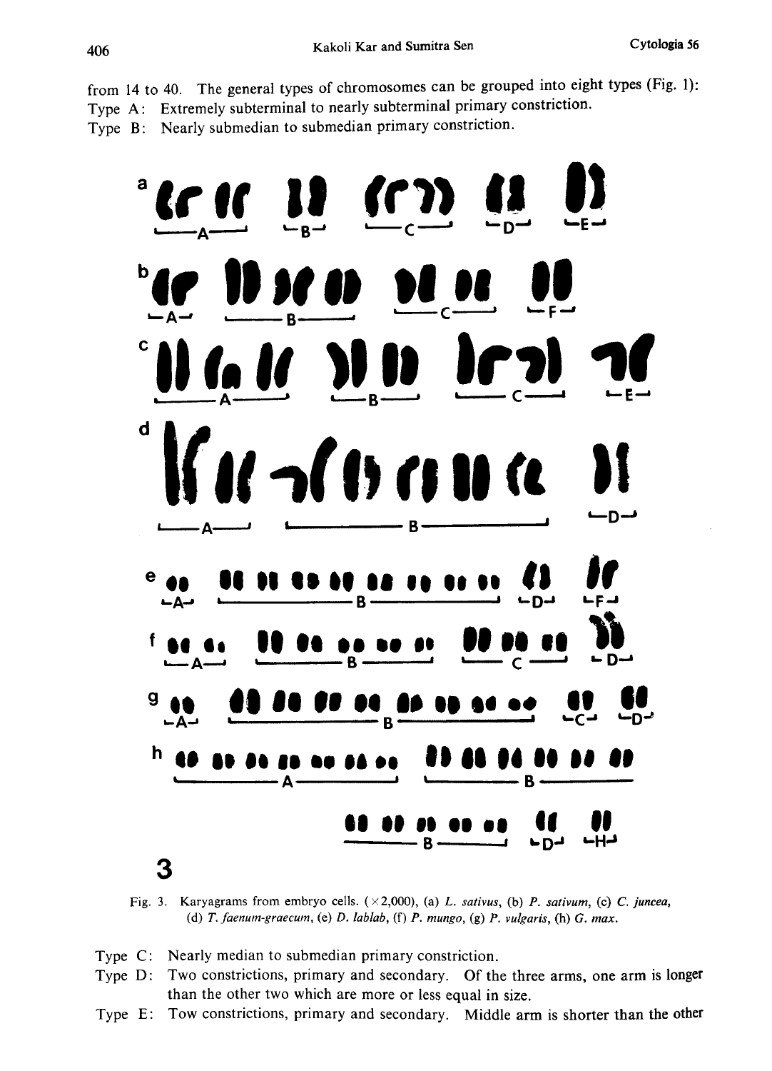from 14 to 40. The general types of chromosomes can be grouped into eight types (Fig. 1):

Type A: Extremely subterminal to nearly subterminal primary constriction.

Type B: Nearly submedian to submedian primary constriction.

a A B C D E

b A B C F

c A B C E

d A B D

e A B D F

f A B C D

g A B C D

h A B

B D H

3

Fig. 3. Karyagrams from embryo cells. (×2,000), (a) *L. sativus*, (b) *P. sativum*, (c) *C. juncea*, (d) *T. faenum-graecum*, (e) *D. lablab*, (f) *P. mungo*, (g) *P. vulgaris*, (h) *G. max*.

Type C: Nearly median to submedian primary constriction.

Type D: Two constrictions, primary and secondary. Of the three arms, one arm is longer than the other two which are more or less equal in size.

Type E: Tow constrictions, primary and secondary. Middle arm is shorter than the other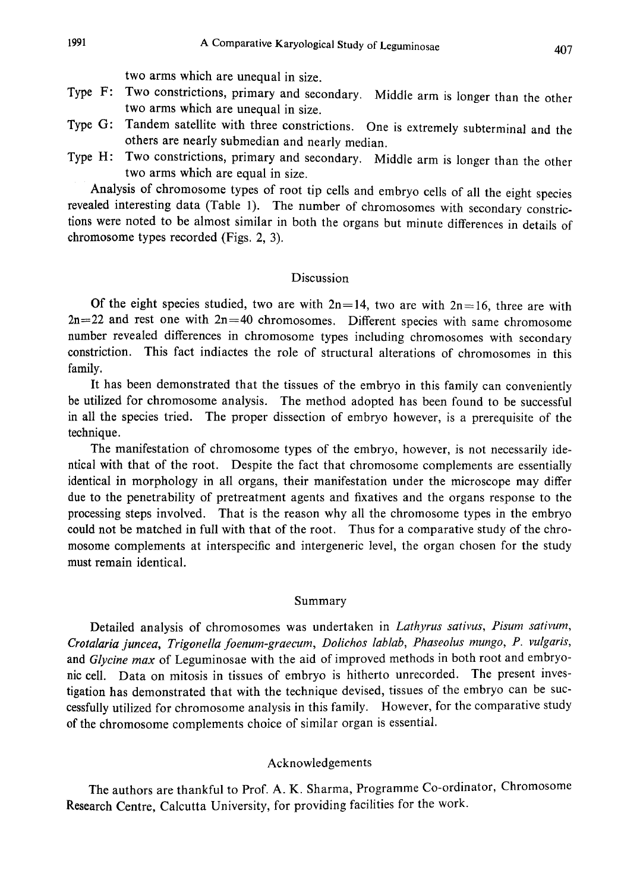two arms which are unequal in size.

Type F: Two constrictions, primary and secondary. Middle arm is longer than the other two arms which are unequal in size.

Type G: Tandem satellite with three constrictions. One is extremely subterminal and the others are nearly submedian and nearly median.

Type H: Two constrictions, primary and secondary. Middle arm is longer than the other two arms which are equal in size.

Analysis of chromosome types of root tip cells and embryo cells of all the eight species revealed interesting data (Table 1). The number of chromosomes with secondary constrictions were noted to be almost similar in both the organs but minute differences in details of chromosome types recorded (Figs. 2, 3).

## Discussion

Of the eight species studied, two are with 2n=14, two are with 2n=16, three are with 2n=22 and rest one with 2n=40 chromosomes. Different species with same chromosome number revealed differences in chromosome types including chromosomes with secondary constriction. This fact indiactes the role of structural alterations of chromosomes in this family.

It has been demonstrated that the tissues of the embryo in this family can conveniently be utilized for chromosome analysis. The method adopted has been found to be successful in all the species tried. The proper dissection of embryo however, is a prerequisite of the technique.

The manifestation of chromosome types of the embryo, however, is not necessarily identical with that of the root. Despite the fact that chromosome complements are essentially identical in morphology in all organs, their manifestation under the microscope may differ due to the penetrability of pretreatment agents and fixatives and the organs response to the processing steps involved. That is the reason why all the chromosome types in the embryo could not be matched in full with that of the root. Thus for a comparative study of the chromosome complements at interspecific and intergeneric level, the organ chosen for the study must remain identical.

## Summary

Detailed analysis of chromosomes was undertaken in *Lathyrus sativus*, *Pisum sativum*, *Crotalaria juncea*, *Trigonella foenum-graecum*, *Dolichos lablab*, *Phaseolus mungo*, *P. vulgaris*, and *Glycine max* of Leguminosae with the aid of improved methods in both root and embryonic cell. Data on mitosis in tissues of embryo is hitherto unrecorded. The present investigation has demonstrated that with the technique devised, tissues of the embryo can be successfully utilized for chromosome analysis in this family. However, for the comparative study of the chromosome complements choice of similar organ is essential.

## Acknowledgements

The authors are thankful to Prof. A. K. Sharma, Programme Co-ordinator, Chromosome Research Centre, Calcutta University, for providing facilities for the work.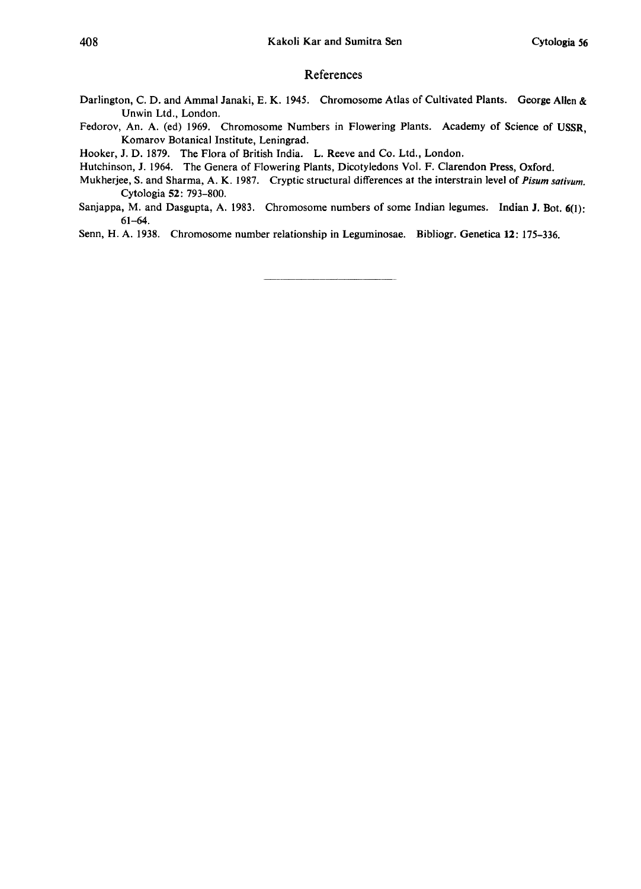## References

Darlington, C. D. and Ammal Janaki, E. K. 1945. Chromosome Atlas of Cultivated Plants. George Allen & Unwin Ltd., London.

Fedorov, An. A. (ed) 1969. Chromosome Numbers in Flowering Plants. Academy of Science of USSR, Komarov Botanical Institute, Leningrad.

Hooker, J. D. 1879. The Flora of British India. L. Reeve and Co. Ltd., London.

Hutchinson, J. 1964. The Genera of Flowering Plants, Dicotyledons Vol. F. Clarendon Press, Oxford.

Mukherjee, S. and Sharma, A. K. 1987. Cryptic structural differences at the interstrain level of *Pisum sativum*. Cytologia **52**: 793–800.

Sanjappa, M. and Dasgupta, A. 1983. Chromosome numbers of some Indian legumes. Indian J. Bot. **6**(1): 61–64.

Senn, H. A. 1938. Chromosome number relationship in Leguminosae. Bibliogr. Genetica **12**: 175–336.